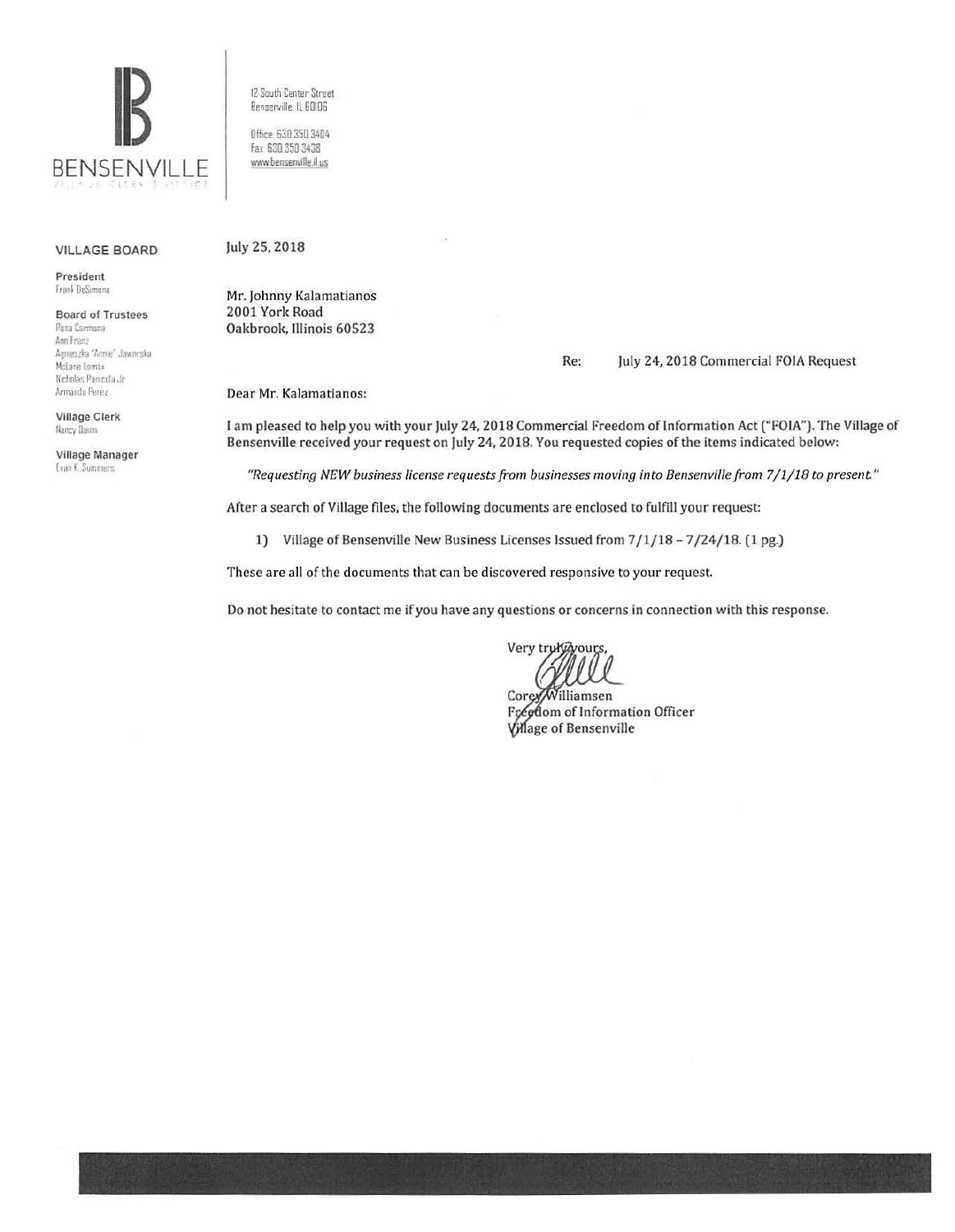BENSENVILLE

VILLAGE OF BENSENVILLE

12 South Center Street
Bensenville, IL 60106

Office: 630.350.3404
Fax: 630.350.3438
www.bensenville.il.us

**VILLAGE BOARD**

**President**
Frank DeSimone

**Board of Trustees**
Rosa Carmona
Ann Franz
Agnieszka "Annie" Jaworska
McLane Lomax
Nicholas Panicola Jr.
Armando Perez

**Village Clerk**
Nancy Dunn

**Village Manager**
Evan K. Summers

July 25, 2018

Mr. Johnny Kalamatianos
2001 York Road
Oakbrook, Illinois 60523

Re: July 24, 2018 Commercial FOIA Request

Dear Mr. Kalamatianos:

I am pleased to help you with your July 24, 2018 Commercial Freedom of Information Act ("FOIA"). The Village of Bensenville received your request on July 24, 2018. You requested copies of the items indicated below:

*"Requesting NEW business license requests from businesses moving into Bensenville from 7/1/18 to present."*

After a search of Village files, the following documents are enclosed to fulfill your request:

1) Village of Bensenville New Business Licenses Issued from 7/1/18 – 7/24/18. (1 pg.)

These are all of the documents that can be discovered responsive to your request.

Do not hesitate to contact me if you have any questions or concerns in connection with this response.

Very truly yours,

Corey Williamsen
Freedom of Information Officer
Village of Bensenville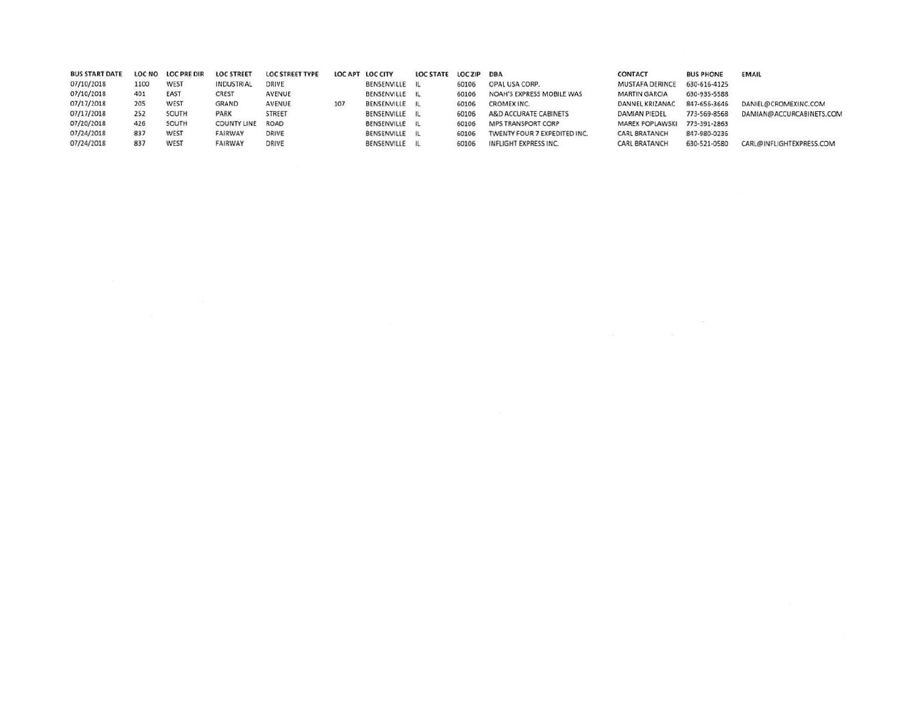| BUS START DATE | LOC NO | LOC PRE DIR | LOC STREET | LOC STREET TYPE | LOC APT | LOC CITY | LOC STATE | LOC ZIP | DBA | CONTACT | BUS PHONE | EMAIL |
|---|---|---|---|---|---|---|---|---|---|---|---|---|
| 07/10/2018 | 1100 | WEST | INDUSTRIAL | DRIVE | | BENSENVILLE | IL | 60106 | OPAL USA CORP. | MUSTAFA DERINCE | 630-616-4125 | |
| 07/10/2018 | 401 | EAST | CREST | AVENUE | | BENSENVILLE | IL | 60106 | NOAH'S EXPRESS MOBILE WAS | MARTIN GARCIA | 630-935-5588 | |
| 07/17/2018 | 205 | WEST | GRAND | AVENUE | 107 | BENSENVILLE | IL | 60106 | CROMEX INC. | DANNEL KRIZANAC | 847-656-3646 | DANIEL@CROMEXINC.COM |
| 07/17/2018 | 252 | SOUTH | PARK | STREET | | BENSENVILLE | IL | 60106 | A&D ACCURATE CABINETS | DAMIAN PIEDEL | 773-569-8568 | DAMIAN@ACCURCABINETS.COM |
| 07/20/2018 | 426 | SOUTH | COUNTY LINE | ROAD | | BENSENVILLE | IL | 60106 | MPS TRANSPORT CORP | MAREK POPLAWSKI | 773-391-2863 | |
| 07/24/2018 | 837 | WEST | FAIRWAY | DRIVE | | BENSENVILLE | IL | 60106 | TWENTY FOUR 7 EXPEDITED INC. | CARL BRATANCH | 847-980-0236 | |
| 07/24/2018 | 837 | WEST | FAIRWAY | DRIVE | | BENSENVILLE | IL | 60106 | INFLIGHT EXPRESS INC. | CARL BRATANCH | 630-521-0580 | CARL@INFLIGHTEXPRESS.COM |